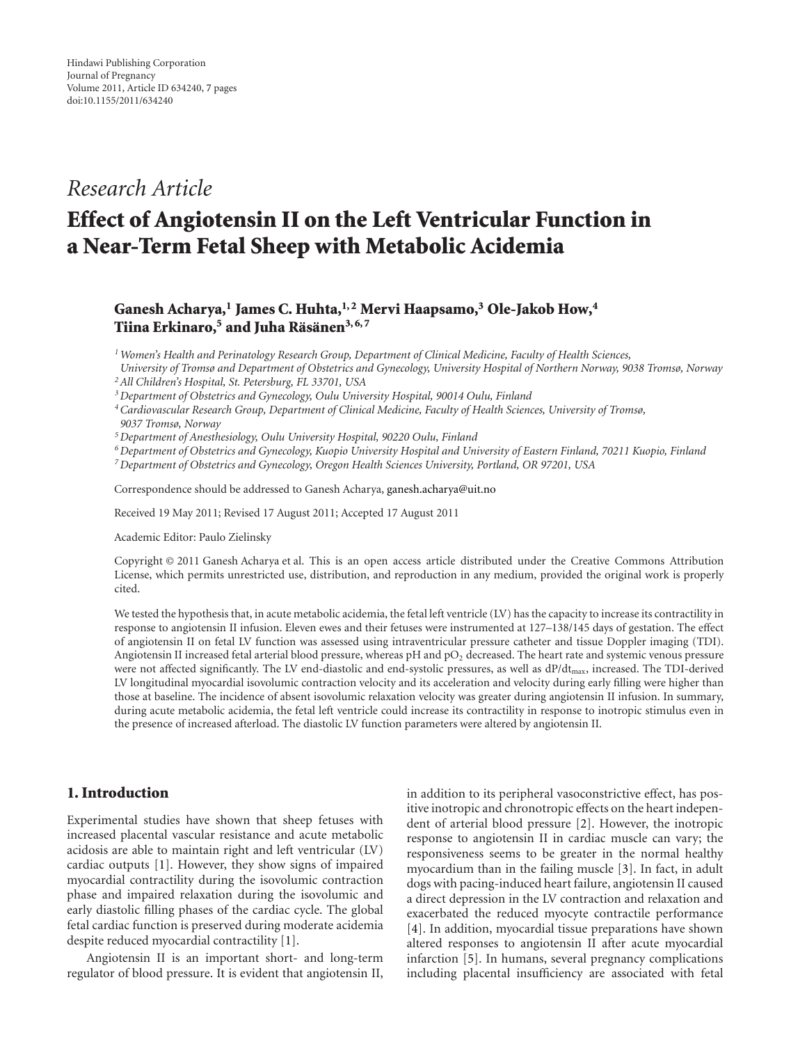Hindawi Publishing Corporation
Journal of Pregnancy
Volume 2011, Article ID 634240, 7 pages
doi:10.1155/2011/634240

*Research Article*

# Effect of Angiotensin II on the Left Ventricular Function in a Near-Term Fetal Sheep with Metabolic Acidemia

**Ganesh Acharya,[1] James C. Huhta,[1,2] Mervi Haapsamo,[3] Ole-Jakob How,[4] Tiina Erkinaro,[5] and Juha Räsänen[3,6,7]**

[1] *Women's Health and Perinatology Research Group, Department of Clinical Medicine, Faculty of Health Sciences, University of Tromsø and Department of Obstetrics and Gynecology, University Hospital of Northern Norway, 9038 Tromsø, Norway*
[2] *All Children's Hospital, St. Petersburg, FL 33701, USA*
[3] *Department of Obstetrics and Gynecology, Oulu University Hospital, 90014 Oulu, Finland*
[4] *Cardiovascular Research Group, Department of Clinical Medicine, Faculty of Health Sciences, University of Tromsø, 9037 Tromsø, Norway*
[5] *Department of Anesthesiology, Oulu University Hospital, 90220 Oulu, Finland*
[6] *Department of Obstetrics and Gynecology, Kuopio University Hospital and University of Eastern Finland, 70211 Kuopio, Finland*
[7] *Department of Obstetrics and Gynecology, Oregon Health Sciences University, Portland, OR 97201, USA*

Correspondence should be addressed to Ganesh Acharya, ganesh.acharya@uit.no

Received 19 May 2011; Revised 17 August 2011; Accepted 17 August 2011

Academic Editor: Paulo Zielinsky

Copyright © 2011 Ganesh Acharya et al. This is an open access article distributed under the Creative Commons Attribution License, which permits unrestricted use, distribution, and reproduction in any medium, provided the original work is properly cited.

We tested the hypothesis that, in acute metabolic acidemia, the fetal left ventricle (LV) has the capacity to increase its contractility in response to angiotensin II infusion. Eleven ewes and their fetuses were instrumented at 127–138/145 days of gestation. The effect of angiotensin II on fetal LV function was assessed using intraventricular pressure catheter and tissue Doppler imaging (TDI). Angiotensin II increased fetal arterial blood pressure, whereas pH and $pO_2$ decreased. The heart rate and systemic venous pressure were not affected significantly. The LV end-diastolic and end-systolic pressures, as well as $dP/dt_{max}$, increased. The TDI-derived LV longitudinal myocardial isovolumic contraction velocity and its acceleration and velocity during early filling were higher than those at baseline. The incidence of absent isovolumic relaxation velocity was greater during angiotensin II infusion. In summary, during acute metabolic acidemia, the fetal left ventricle could increase its contractility in response to inotropic stimulus even in the presence of increased afterload. The diastolic LV function parameters were altered by angiotensin II.

## 1. Introduction

Experimental studies have shown that sheep fetuses with increased placental vascular resistance and acute metabolic acidosis are able to maintain right and left ventricular (LV) cardiac outputs [1]. However, they show signs of impaired myocardial contractility during the isovolumic contraction phase and impaired relaxation during the isovolumic and early diastolic filling phases of the cardiac cycle. The global fetal cardiac function is preserved during moderate acidemia despite reduced myocardial contractility [1].

Angiotensin II is an important short- and long-term regulator of blood pressure. It is evident that angiotensin II, in addition to its peripheral vasoconstrictive effect, has positive inotropic and chronotropic effects on the heart independent of arterial blood pressure [2]. However, the inotropic response to angiotensin II in cardiac muscle can vary; the responsiveness seems to be greater in the normal healthy myocardium than in the failing muscle [3]. In fact, in adult dogs with pacing-induced heart failure, angiotensin II caused a direct depression in the LV contraction and relaxation and exacerbated the reduced myocyte contractile performance [4]. In addition, myocardial tissue preparations have shown altered responses to angiotensin II after acute myocardial infarction [5]. In humans, several pregnancy complications including placental insufficiency are associated with fetal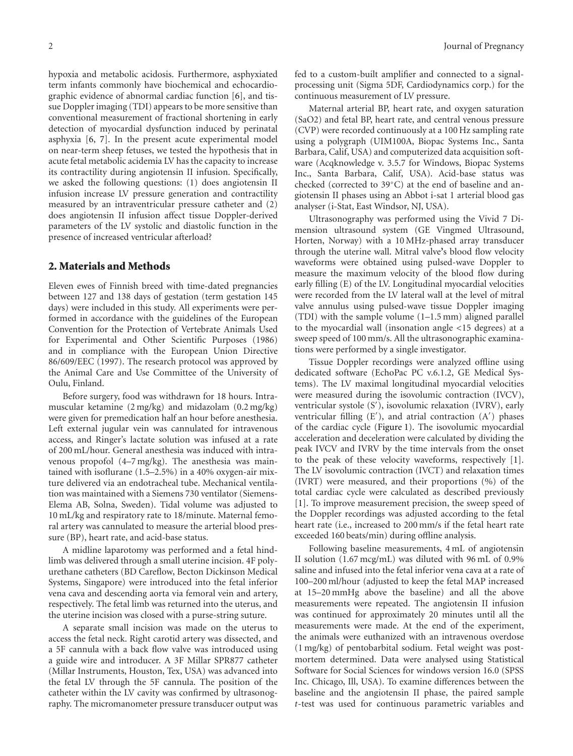hypoxia and metabolic acidosis. Furthermore, asphyxiated term infants commonly have biochemical and echocardiographic evidence of abnormal cardiac function [6], and tissue Doppler imaging (TDI) appears to be more sensitive than conventional measurement of fractional shortening in early detection of myocardial dysfunction induced by perinatal asphyxia [6, 7]. In the present acute experimental model on near-term sheep fetuses, we tested the hypothesis that in acute fetal metabolic acidemia LV has the capacity to increase its contractility during angiotensin II infusion. Specifically, we asked the following questions: (1) does angiotensin II infusion increase LV pressure generation and contractility measured by an intraventricular pressure catheter and (2) does angiotensin II infusion affect tissue Doppler-derived parameters of the LV systolic and diastolic function in the presence of increased ventricular afterload?

## 2. Materials and Methods

Eleven ewes of Finnish breed with time-dated pregnancies between 127 and 138 days of gestation (term gestation 145 days) were included in this study. All experiments were performed in accordance with the guidelines of the European Convention for the Protection of Vertebrate Animals Used for Experimental and Other Scientific Purposes (1986) and in compliance with the European Union Directive 86/609/EEC (1997). The research protocol was approved by the Animal Care and Use Committee of the University of Oulu, Finland.

Before surgery, food was withdrawn for 18 hours. Intramuscular ketamine (2 mg/kg) and midazolam (0.2 mg/kg) were given for premedication half an hour before anesthesia. Left external jugular vein was cannulated for intravenous access, and Ringer's lactate solution was infused at a rate of 200 mL/hour. General anesthesia was induced with intravenous propofol (4–7 mg/kg). The anesthesia was maintained with isoflurane (1.5–2.5%) in a 40% oxygen-air mixture delivered via an endotracheal tube. Mechanical ventilation was maintained with a Siemens 730 ventilator (Siemens-Elema AB, Solna, Sweden). Tidal volume was adjusted to 10 mL/kg and respiratory rate to 18/minute. Maternal femoral artery was cannulated to measure the arterial blood pressure (BP), heart rate, and acid-base status.

A midline laparotomy was performed and a fetal hindlimb was delivered through a small uterine incision. 4F polyurethane catheters (BD Careflow, Becton Dickinson Medical Systems, Singapore) were introduced into the fetal inferior vena cava and descending aorta via femoral vein and artery, respectively. The fetal limb was returned into the uterus, and the uterine incision was closed with a purse-string suture.

A separate small incision was made on the uterus to access the fetal neck. Right carotid artery was dissected, and a 5F cannula with a back flow valve was introduced using a guide wire and introducer. A 3F Millar SPR877 catheter (Millar Instruments, Houston, Tex, USA) was advanced into the fetal LV through the 5F cannula. The position of the catheter within the LV cavity was confirmed by ultrasonography. The micromanometer pressure transducer output was fed to a custom-built amplifier and connected to a signal-processing unit (Sigma 5DF, Cardiodynamics corp.) for the continuous measurement of LV pressure.

Maternal arterial BP, heart rate, and oxygen saturation ($SaO_2$) and fetal BP, heart rate, and central venous pressure (CVP) were recorded continuously at a 100 Hz sampling rate using a polygraph (UIM100A, Biopac Systems Inc., Santa Barbara, Calif, USA) and computerized data acquisition software (Acqknowledge v. 3.5.7 for Windows, Biopac Systems Inc., Santa Barbara, Calif, USA). Acid-base status was checked (corrected to 39°C) at the end of baseline and angiotensin II phases using an Abbot i-sat 1 arterial blood gas analyser (i-Stat, East Windsor, NJ, USA).

Ultrasonography was performed using the Vivid 7 Dimension ultrasound system (GE Vingmed Ultrasound, Horten, Norway) with a 10 MHz-phased array transducer through the uterine wall. Mitral valve's blood flow velocity waveforms were obtained using pulsed-wave Doppler to measure the maximum velocity of the blood flow during early filling (E) of the LV. Longitudinal myocardial velocities were recorded from the LV lateral wall at the level of mitral valve annulus using pulsed-wave tissue Doppler imaging (TDI) with the sample volume (1–1.5 mm) aligned parallel to the myocardial wall (insonation angle <15 degrees) at a sweep speed of 100 mm/s. All the ultrasonographic examinations were performed by a single investigator.

Tissue Doppler recordings were analyzed offline using dedicated software (EchoPac PC v.6.1.2, GE Medical Systems). The LV maximal longitudinal myocardial velocities were measured during the isovolumic contraction (IVCV), ventricular systole (S′), isovolumic relaxation (IVRV), early ventricular filling (E′), and atrial contraction (A′) phases of the cardiac cycle (Figure 1). The isovolumic myocardial acceleration and deceleration were calculated by dividing the peak IVCV and IVRV by the time intervals from the onset to the peak of these velocity waveforms, respectively [1]. The LV isovolumic contraction (IVCT) and relaxation times (IVRT) were measured, and their proportions (%) of the total cardiac cycle were calculated as described previously [1]. To improve measurement precision, the sweep speed of the Doppler recordings was adjusted according to the fetal heart rate (i.e., increased to 200 mm/s if the fetal heart rate exceeded 160 beats/min) during offline analysis.

Following baseline measurements, 4 mL of angiotensin II solution (1.67 mcg/mL) was diluted with 96 mL of 0.9% saline and infused into the fetal inferior vena cava at a rate of 100–200 ml/hour (adjusted to keep the fetal MAP increased at 15–20 mmHg above the baseline) and all the above measurements were repeated. The angiotensin II infusion was continued for approximately 20 minutes until all the measurements were made. At the end of the experiment, the animals were euthanized with an intravenous overdose (1 mg/kg) of pentobarbital sodium. Fetal weight was postmortem determined. Data were analysed using Statistical Software for Social Sciences for windows version 16.0 (SPSS Inc. Chicago, Ill, USA). To examine differences between the baseline and the angiotensin II phase, the paired sample $t$-test was used for continuous parametric variables and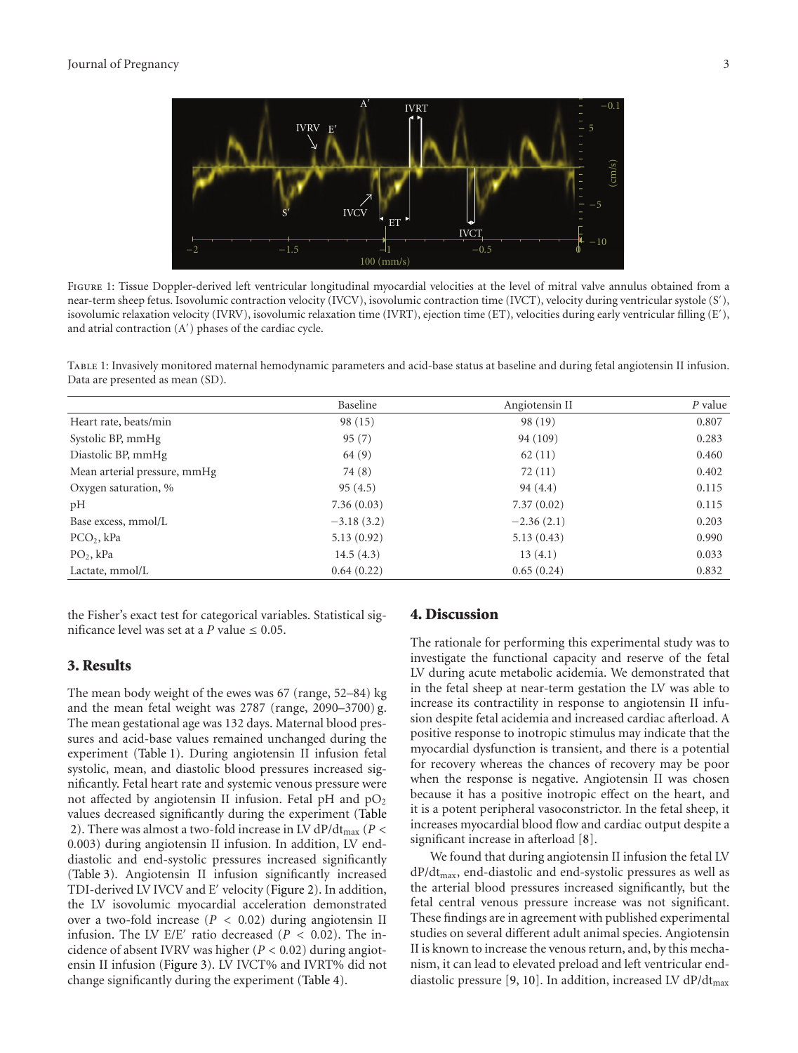A′

IVRT

−0.1

IVRV E′

5

(cm/s)

−5

S′

IVCV

ET

IVCT

−10

−2 −1.5 −1 −0.5 0

100 (mm/s)

Figure 1: Tissue Doppler-derived left ventricular longitudinal myocardial velocities at the level of mitral valve annulus obtained from a near-term sheep fetus. Isovolumic contraction velocity (IVCV), isovolumic contraction time (IVCT), velocity during ventricular systole (S′), isovolumic relaxation velocity (IVRV), isovolumic relaxation time (IVRT), ejection time (ET), velocities during early ventricular filling (E′), and atrial contraction (A′) phases of the cardiac cycle.

Table 1: Invasively monitored maternal hemodynamic parameters and acid-base status at baseline and during fetal angiotensin II infusion. Data are presented as mean (SD).

| | Baseline | Angiotensin II | *P* value |
|---|---|---|---|
| Heart rate, beats/min | 98 (15) | 98 (19) | 0.807 |
| Systolic BP, mmHg | 95 (7) | 94 (109) | 0.283 |
| Diastolic BP, mmHg | 64 (9) | 62 (11) | 0.460 |
| Mean arterial pressure, mmHg | 74 (8) | 72 (11) | 0.402 |
| Oxygen saturation, % | 95 (4.5) | 94 (4.4) | 0.115 |
| pH | 7.36 (0.03) | 7.37 (0.02) | 0.115 |
| Base excess, mmol/L | −3.18 (3.2) | −2.36 (2.1) | 0.203 |
| $PCO_2$, kPa | 5.13 (0.92) | 5.13 (0.43) | 0.990 |
| $PO_2$, kPa | 14.5 (4.3) | 13 (4.1) | 0.033 |
| Lactate, mmol/L | 0.64 (0.22) | 0.65 (0.24) | 0.832 |

the Fisher's exact test for categorical variables. Statistical significance level was set at a $P$ value $\leq 0.05$.

## 3. Results

The mean body weight of the ewes was 67 (range, 52–84) kg and the mean fetal weight was 2787 (range, 2090–3700) g. The mean gestational age was 132 days. Maternal blood pressures and acid-base values remained unchanged during the experiment (Table 1). During angiotensin II infusion fetal systolic, mean, and diastolic blood pressures increased significantly. Fetal heart rate and systemic venous pressure were not affected by angiotensin II infusion. Fetal pH and $pO_2$ values decreased significantly during the experiment (Table 2). There was almost a two-fold increase in LV $dP/dt_{max}$ ($P < 0.003$) during angiotensin II infusion. In addition, LV end-diastolic and end-systolic pressures increased significantly (Table 3). Angiotensin II infusion significantly increased TDI-derived LV IVCV and E′ velocity (Figure 2). In addition, the LV isovolumic myocardial acceleration demonstrated over a two-fold increase ($P < 0.02$) during angiotensin II infusion. The LV E/E′ ratio decreased ($P < 0.02$). The incidence of absent IVRV was higher ($P < 0.02$) during angiotensin II infusion (Figure 3). LV IVCT% and IVRT% did not change significantly during the experiment (Table 4).

## 4. Discussion

The rationale for performing this experimental study was to investigate the functional capacity and reserve of the fetal LV during acute metabolic acidemia. We demonstrated that in the fetal sheep at near-term gestation the LV was able to increase its contractility in response to angiotensin II infusion despite fetal acidemia and increased cardiac afterload. A positive response to inotropic stimulus may indicate that the myocardial dysfunction is transient, and there is a potential for recovery whereas the chances of recovery may be poor when the response is negative. Angiotensin II was chosen because it has a positive inotropic effect on the heart, and it is a potent peripheral vasoconstrictor. In the fetal sheep, it increases myocardial blood flow and cardiac output despite a significant increase in afterload [8].

We found that during angiotensin II infusion the fetal LV $dP/dt_{max}$, end-diastolic and end-systolic pressures as well as the arterial blood pressures increased significantly, but the fetal central venous pressure increase was not significant. These findings are in agreement with published experimental studies on several different adult animal species. Angiotensin II is known to increase the venous return, and, by this mechanism, it can lead to elevated preload and left ventricular end-diastolic pressure [9, 10]. In addition, increased LV $dP/dt_{max}$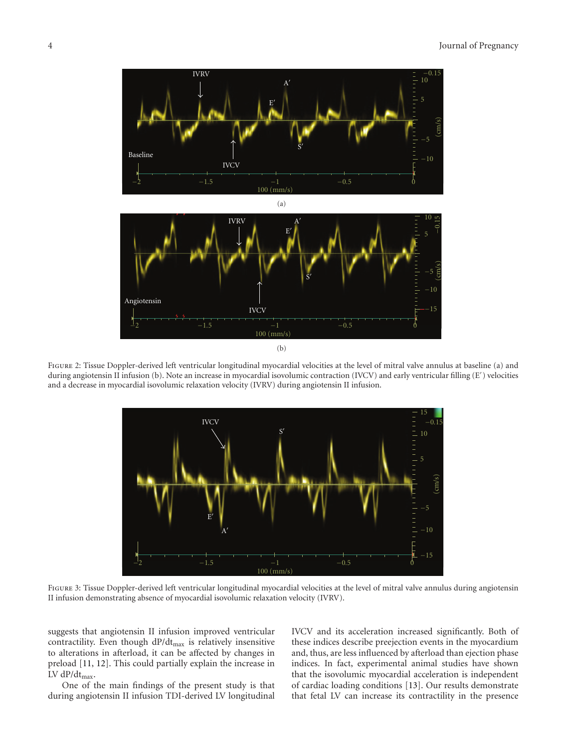IVRV

A′

E′

S′

IVCV

Baseline

−0.15

10

5

−5

−10

(cm/s)

−2

−1.5

−1

−0.5

0

100 (mm/s)

(a)

IVRV

A′

E′

S′

IVCV

Angiotensin

10

5

−0.15

−5

−10

−15

(cm/s)

−2

−1.5

−1

−0.5

0

100 (mm/s)

(b)

Figure 2: Tissue Doppler-derived left ventricular longitudinal myocardial velocities at the level of mitral valve annulus at baseline (a) and during angiotensin II infusion (b). Note an increase in myocardial isovolumic contraction (IVCV) and early ventricular filling (E′) velocities and a decrease in myocardial isovolumic relaxation velocity (IVRV) during angiotensin II infusion.

IVCV

S′

E′

A′

15

−0.15

10

5

−5

−10

−15

(cm/s)

−2

−1.5

−1

−0.5

0

100 (mm/s)

Figure 3: Tissue Doppler-derived left ventricular longitudinal myocardial velocities at the level of mitral valve annulus during angiotensin II infusion demonstrating absence of myocardial isovolumic relaxation velocity (IVRV).

suggests that angiotensin II infusion improved ventricular contractility. Even though $dP/dt_{max}$ is relatively insensitive to alterations in afterload, it can be affected by changes in preload [11, 12]. This could partially explain the increase in LV $dP/dt_{max}$.

One of the main findings of the present study is that during angiotensin II infusion TDI-derived LV longitudinal IVCV and its acceleration increased significantly. Both of these indices describe preejection events in the myocardium and, thus, are less influenced by afterload than ejection phase indices. In fact, experimental animal studies have shown that the isovolumic myocardial acceleration is independent of cardiac loading conditions [13]. Our results demonstrate that fetal LV can increase its contractility in the presence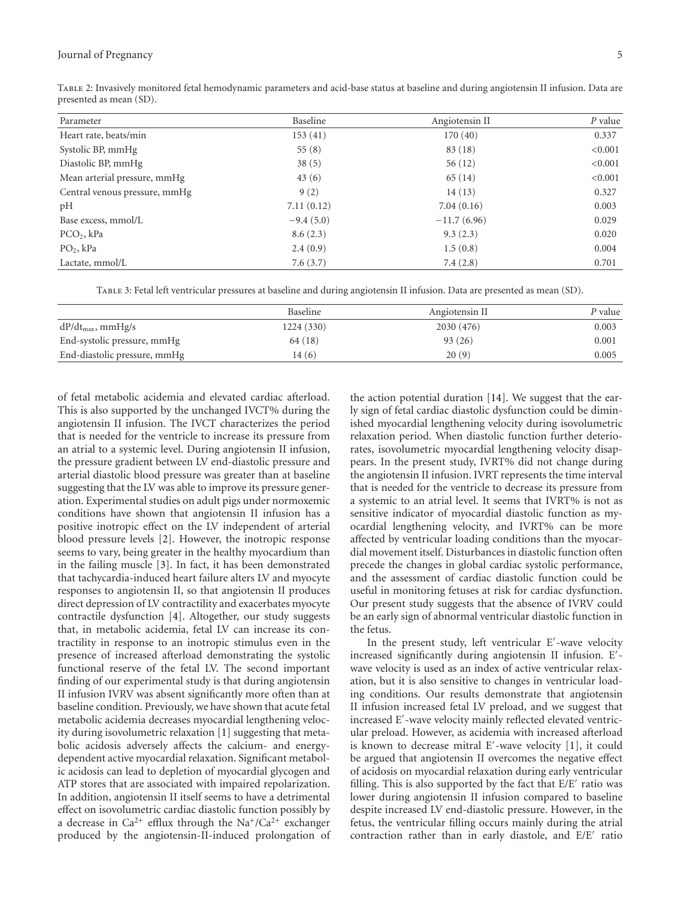Table 2: Invasively monitored fetal hemodynamic parameters and acid-base status at baseline and during angiotensin II infusion. Data are presented as mean (SD).

| Parameter | Baseline | Angiotensin II | $P$ value |
|---|---|---|---|
| Heart rate, beats/min | 153 (41) | 170 (40) | 0.337 |
| Systolic BP, mmHg | 55 (8) | 83 (18) | <0.001 |
| Diastolic BP, mmHg | 38 (5) | 56 (12) | <0.001 |
| Mean arterial pressure, mmHg | 43 (6) | 65 (14) | <0.001 |
| Central venous pressure, mmHg | 9 (2) | 14 (13) | 0.327 |
| pH | 7.11 (0.12) | 7.04 (0.16) | 0.003 |
| Base excess, mmol/L | −9.4 (5.0) | −11.7 (6.96) | 0.029 |
| $PCO_2$, kPa | 8.6 (2.3) | 9.3 (2.3) | 0.020 |
| $PO_2$, kPa | 2.4 (0.9) | 1.5 (0.8) | 0.004 |
| Lactate, mmol/L | 7.6 (3.7) | 7.4 (2.8) | 0.701 |

Table 3: Fetal left ventricular pressures at baseline and during angiotensin II infusion. Data are presented as mean (SD).

| | Baseline | Angiotensin II | $P$ value |
|---|---|---|---|
| $dP/dt_{max}$, mmHg/s | 1224 (330) | 2030 (476) | 0.003 |
| End-systolic pressure, mmHg | 64 (18) | 93 (26) | 0.001 |
| End-diastolic pressure, mmHg | 14 (6) | 20 (9) | 0.005 |

of fetal metabolic acidemia and elevated cardiac afterload. This is also supported by the unchanged IVCT% during the angiotensin II infusion. The IVCT characterizes the period that is needed for the ventricle to increase its pressure from an atrial to a systemic level. During angiotensin II infusion, the pressure gradient between LV end-diastolic pressure and arterial diastolic blood pressure was greater than at baseline suggesting that the LV was able to improve its pressure generation. Experimental studies on adult pigs under normoxemic conditions have shown that angiotensin II infusion has a positive inotropic effect on the LV independent of arterial blood pressure levels [2]. However, the inotropic response seems to vary, being greater in the healthy myocardium than in the failing muscle [3]. In fact, it has been demonstrated that tachycardia-induced heart failure alters LV and myocyte responses to angiotensin II, so that angiotensin II produces direct depression of LV contractility and exacerbates myocyte contractile dysfunction [4]. Altogether, our study suggests that, in metabolic acidemia, fetal LV can increase its contractility in response to an inotropic stimulus even in the presence of increased afterload demonstrating the systolic functional reserve of the fetal LV. The second important finding of our experimental study is that during angiotensin II infusion IVRV was absent significantly more often than at baseline condition. Previously, we have shown that acute fetal metabolic acidemia decreases myocardial lengthening velocity during isovolumetric relaxation [1] suggesting that metabolic acidosis adversely affects the calcium- and energy-dependent active myocardial relaxation. Significant metabolic acidosis can lead to depletion of myocardial glycogen and ATP stores that are associated with impaired repolarization. In addition, angiotensin II itself seems to have a detrimental effect on isovolumetric cardiac diastolic function possibly by a decrease in $Ca^{2+}$ efflux through the $Na^+/Ca^{2+}$ exchanger produced by the angiotensin-II-induced prolongation of the action potential duration [14]. We suggest that the early sign of fetal cardiac diastolic dysfunction could be diminished myocardial lengthening velocity during isovolumetric relaxation period. When diastolic function further deteriorates, isovolumetric myocardial lengthening velocity disappears. In the present study, IVRT% did not change during the angiotensin II infusion. IVRT represents the time interval that is needed for the ventricle to decrease its pressure from a systemic to an atrial level. It seems that IVRT% is not as sensitive indicator of myocardial diastolic function as myocardial lengthening velocity, and IVRT% can be more affected by ventricular loading conditions than the myocardial movement itself. Disturbances in diastolic function often precede the changes in global cardiac systolic performance, and the assessment of cardiac diastolic function could be useful in monitoring fetuses at risk for cardiac dysfunction. Our present study suggests that the absence of IVRV could be an early sign of abnormal ventricular diastolic function in the fetus.

In the present study, left ventricular E′-wave velocity increased significantly during angiotensin II infusion. E′-wave velocity is used as an index of active ventricular relaxation, but it is also sensitive to changes in ventricular loading conditions. Our results demonstrate that angiotensin II infusion increased fetal LV preload, and we suggest that increased E′-wave velocity mainly reflected elevated ventricular preload. However, as acidemia with increased afterload is known to decrease mitral E′-wave velocity [1], it could be argued that angiotensin II overcomes the negative effect of acidosis on myocardial relaxation during early ventricular filling. This is also supported by the fact that E/E′ ratio was lower during angiotensin II infusion compared to baseline despite increased LV end-diastolic pressure. However, in the fetus, the ventricular filling occurs mainly during the atrial contraction rather than in early diastole, and E/E′ ratio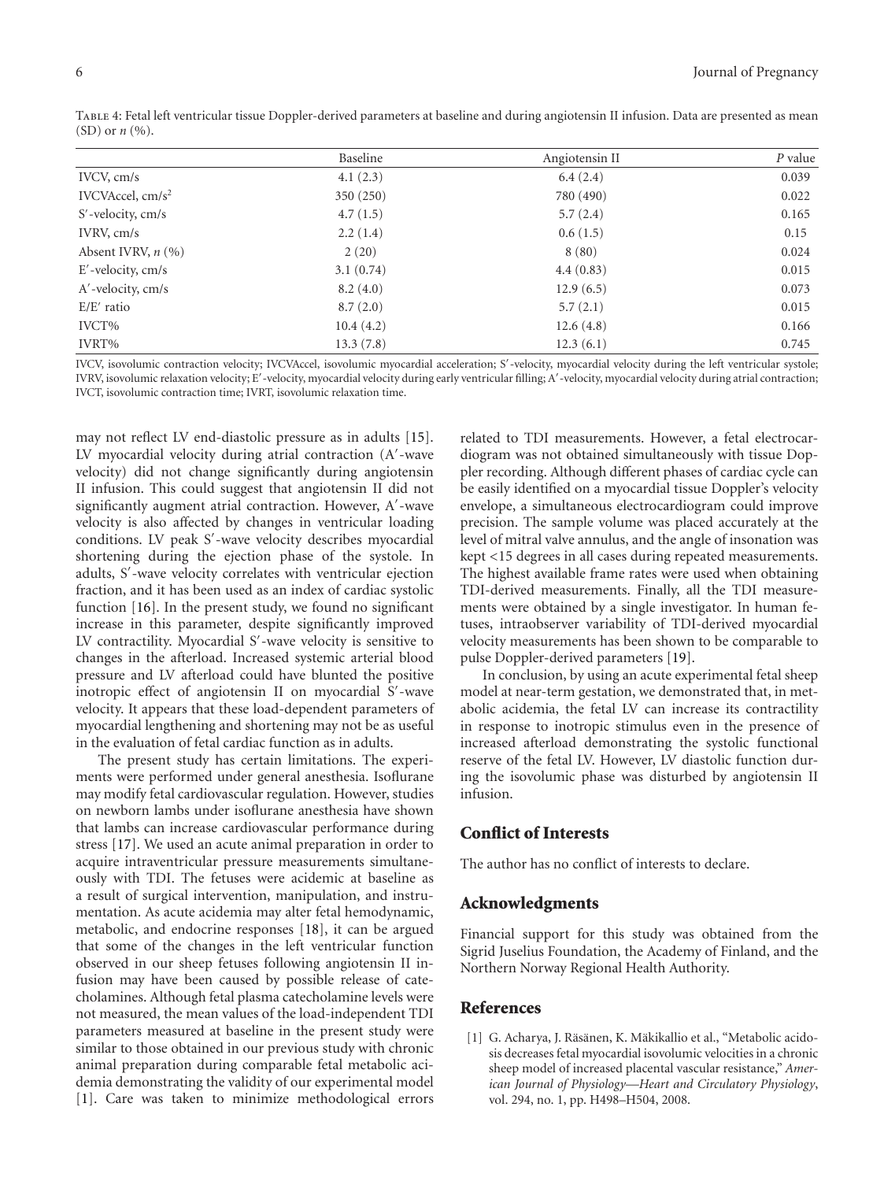Table 4: Fetal left ventricular tissue Doppler-derived parameters at baseline and during angiotensin II infusion. Data are presented as mean (SD) or $n$ (%).

| | Baseline | Angiotensin II | $P$ value |
|---|---|---|---|
| IVCV, cm/s | 4.1 (2.3) | 6.4 (2.4) | 0.039 |
| IVCVAccel, cm/s$^2$ | 350 (250) | 780 (490) | 0.022 |
| S′-velocity, cm/s | 4.7 (1.5) | 5.7 (2.4) | 0.165 |
| IVRV, cm/s | 2.2 (1.4) | 0.6 (1.5) | 0.15 |
| Absent IVRV, $n$ (%) | 2 (20) | 8 (80) | 0.024 |
| E′-velocity, cm/s | 3.1 (0.74) | 4.4 (0.83) | 0.015 |
| A′-velocity, cm/s | 8.2 (4.0) | 12.9 (6.5) | 0.073 |
| E/E′ ratio | 8.7 (2.0) | 5.7 (2.1) | 0.015 |
| IVCT% | 10.4 (4.2) | 12.6 (4.8) | 0.166 |
| IVRT% | 13.3 (7.8) | 12.3 (6.1) | 0.745 |

IVCV, isovolumic contraction velocity; IVCVAccel, isovolumic myocardial acceleration; S′-velocity, myocardial velocity during the left ventricular systole; IVRV, isovolumic relaxation velocity; E′-velocity, myocardial velocity during early ventricular filling; A′-velocity, myocardial velocity during atrial contraction; IVCT, isovolumic contraction time; IVRT, isovolumic relaxation time.

may not reflect LV end-diastolic pressure as in adults [15]. LV myocardial velocity during atrial contraction (A′-wave velocity) did not change significantly during angiotensin II infusion. This could suggest that angiotensin II did not significantly augment atrial contraction. However, A′-wave velocity is also affected by changes in ventricular loading conditions. LV peak S′-wave velocity describes myocardial shortening during the ejection phase of the systole. In adults, S′-wave velocity correlates with ventricular ejection fraction, and it has been used as an index of cardiac systolic function [16]. In the present study, we found no significant increase in this parameter, despite significantly improved LV contractility. Myocardial S′-wave velocity is sensitive to changes in the afterload. Increased systemic arterial blood pressure and LV afterload could have blunted the positive inotropic effect of angiotensin II on myocardial S′-wave velocity. It appears that these load-dependent parameters of myocardial lengthening and shortening may not be as useful in the evaluation of fetal cardiac function as in adults.

The present study has certain limitations. The experiments were performed under general anesthesia. Isoflurane may modify fetal cardiovascular regulation. However, studies on newborn lambs under isoflurane anesthesia have shown that lambs can increase cardiovascular performance during stress [17]. We used an acute animal preparation in order to acquire intraventricular pressure measurements simultaneously with TDI. The fetuses were acidemic at baseline as a result of surgical intervention, manipulation, and instrumentation. As acute acidemia may alter fetal hemodynamic, metabolic, and endocrine responses [18], it can be argued that some of the changes in the left ventricular function observed in our sheep fetuses following angiotensin II infusion may have been caused by possible release of catecholamines. Although fetal plasma catecholamine levels were not measured, the mean values of the load-independent TDI parameters measured at baseline in the present study were similar to those obtained in our previous study with chronic animal preparation during comparable fetal metabolic acidemia demonstrating the validity of our experimental model [1]. Care was taken to minimize methodological errors related to TDI measurements. However, a fetal electrocardiogram was not obtained simultaneously with tissue Doppler recording. Although different phases of cardiac cycle can be easily identified on a myocardial tissue Doppler's velocity envelope, a simultaneous electrocardiogram could improve precision. The sample volume was placed accurately at the level of mitral valve annulus, and the angle of insonation was kept <15 degrees in all cases during repeated measurements. The highest available frame rates were used when obtaining TDI-derived measurements. Finally, all the TDI measurements were obtained by a single investigator. In human fetuses, intraobserver variability of TDI-derived myocardial velocity measurements has been shown to be comparable to pulse Doppler-derived parameters [19].

In conclusion, by using an acute experimental fetal sheep model at near-term gestation, we demonstrated that, in metabolic acidemia, the fetal LV can increase its contractility in response to inotropic stimulus even in the presence of increased afterload demonstrating the systolic functional reserve of the fetal LV. However, LV diastolic function during the isovolumic phase was disturbed by angiotensin II infusion.

## Conflict of Interests

The author has no conflict of interests to declare.

## Acknowledgments

Financial support for this study was obtained from the Sigrid Juselius Foundation, the Academy of Finland, and the Northern Norway Regional Health Authority.

## References

[1] G. Acharya, J. Räsänen, K. Mäkikallio et al., "Metabolic acidosis decreases fetal myocardial isovolumic velocities in a chronic sheep model of increased placental vascular resistance," *American Journal of Physiology—Heart and Circulatory Physiology*, vol. 294, no. 1, pp. H498–H504, 2008.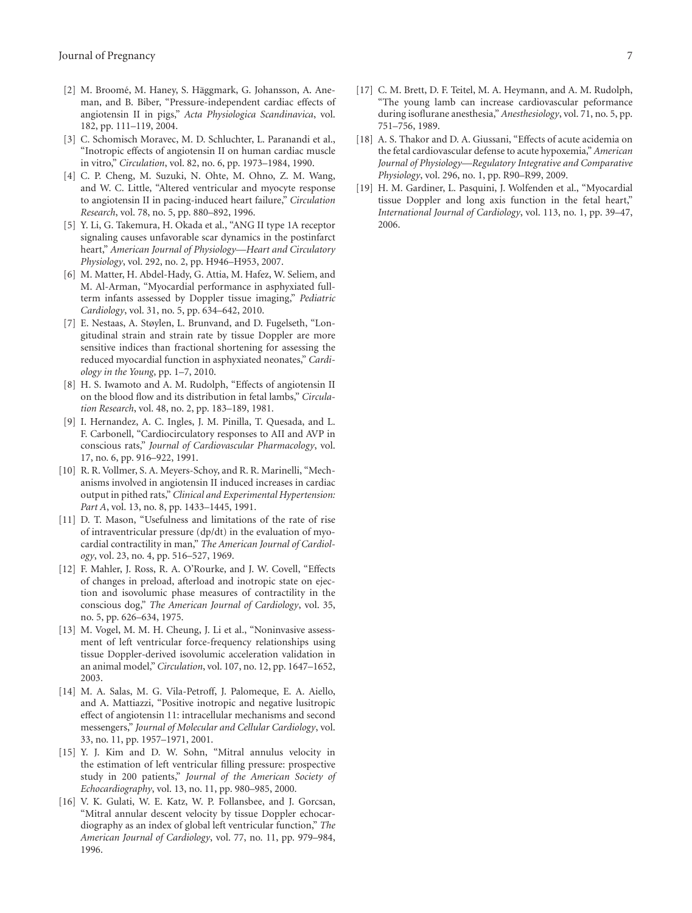[2] M. Broomé, M. Haney, S. Häggmark, G. Johansson, A. Aneman, and B. Biber, "Pressure-independent cardiac effects of angiotensin II in pigs," *Acta Physiologica Scandinavica*, vol. 182, pp. 111–119, 2004.

[3] C. Schomisch Moravec, M. D. Schluchter, L. Paranandi et al., "Inotropic effects of angiotensin II on human cardiac muscle in vitro," *Circulation*, vol. 82, no. 6, pp. 1973–1984, 1990.

[4] C. P. Cheng, M. Suzuki, N. Ohte, M. Ohno, Z. M. Wang, and W. C. Little, "Altered ventricular and myocyte response to angiotensin II in pacing-induced heart failure," *Circulation Research*, vol. 78, no. 5, pp. 880–892, 1996.

[5] Y. Li, G. Takemura, H. Okada et al., "ANG II type 1A receptor signaling causes unfavorable scar dynamics in the postinfarct heart," *American Journal of Physiology—Heart and Circulatory Physiology*, vol. 292, no. 2, pp. H946–H953, 2007.

[6] M. Matter, H. Abdel-Hady, G. Attia, M. Hafez, W. Seliem, and M. Al-Arman, "Myocardial performance in asphyxiated full-term infants assessed by Doppler tissue imaging," *Pediatric Cardiology*, vol. 31, no. 5, pp. 634–642, 2010.

[7] E. Nestaas, A. Støylen, L. Brunvand, and D. Fugelseth, "Longitudinal strain and strain rate by tissue Doppler are more sensitive indices than fractional shortening for assessing the reduced myocardial function in asphyxiated neonates," *Cardiology in the Young*, pp. 1–7, 2010.

[8] H. S. Iwamoto and A. M. Rudolph, "Effects of angiotensin II on the blood flow and its distribution in fetal lambs," *Circulation Research*, vol. 48, no. 2, pp. 183–189, 1981.

[9] I. Hernandez, A. C. Ingles, J. M. Pinilla, T. Quesada, and L. F. Carbonell, "Cardiocirculatory responses to AII and AVP in conscious rats," *Journal of Cardiovascular Pharmacology*, vol. 17, no. 6, pp. 916–922, 1991.

[10] R. R. Vollmer, S. A. Meyers-Schoy, and R. R. Marinelli, "Mechanisms involved in angiotensin II induced increases in cardiac output in pithed rats," *Clinical and Experimental Hypertension: Part A*, vol. 13, no. 8, pp. 1433–1445, 1991.

[11] D. T. Mason, "Usefulness and limitations of the rate of rise of intraventricular pressure (dp/dt) in the evaluation of myocardial contractility in man," *The American Journal of Cardiology*, vol. 23, no. 4, pp. 516–527, 1969.

[12] F. Mahler, J. Ross, R. A. O'Rourke, and J. W. Covell, "Effects of changes in preload, afterload and inotropic state on ejection and isovolumic phase measures of contractility in the conscious dog," *The American Journal of Cardiology*, vol. 35, no. 5, pp. 626–634, 1975.

[13] M. Vogel, M. M. H. Cheung, J. Li et al., "Noninvasive assessment of left ventricular force-frequency relationships using tissue Doppler-derived isovolumic acceleration validation in an animal model," *Circulation*, vol. 107, no. 12, pp. 1647–1652, 2003.

[14] M. A. Salas, M. G. Vila-Petroff, J. Palomeque, E. A. Aiello, and A. Mattiazzi, "Positive inotropic and negative lusitropic effect of angiotensin 11: intracellular mechanisms and second messengers," *Journal of Molecular and Cellular Cardiology*, vol. 33, no. 11, pp. 1957–1971, 2001.

[15] Y. J. Kim and D. W. Sohn, "Mitral annulus velocity in the estimation of left ventricular filling pressure: prospective study in 200 patients," *Journal of the American Society of Echocardiography*, vol. 13, no. 11, pp. 980–985, 2000.

[16] V. K. Gulati, W. E. Katz, W. P. Follansbee, and J. Gorcsan, "Mitral annular descent velocity by tissue Doppler echocardiography as an index of global left ventricular function," *The American Journal of Cardiology*, vol. 77, no. 11, pp. 979–984, 1996.

[17] C. M. Brett, D. F. Teitel, M. A. Heymann, and A. M. Rudolph, "The young lamb can increase cardiovascular peformance during isoflurane anesthesia," *Anesthesiology*, vol. 71, no. 5, pp. 751–756, 1989.

[18] A. S. Thakor and D. A. Giussani, "Effects of acute acidemia on the fetal cardiovascular defense to acute hypoxemia," *American Journal of Physiology—Regulatory Integrative and Comparative Physiology*, vol. 296, no. 1, pp. R90–R99, 2009.

[19] H. M. Gardiner, L. Pasquini, J. Wolfenden et al., "Myocardial tissue Doppler and long axis function in the fetal heart," *International Journal of Cardiology*, vol. 113, no. 1, pp. 39–47, 2006.